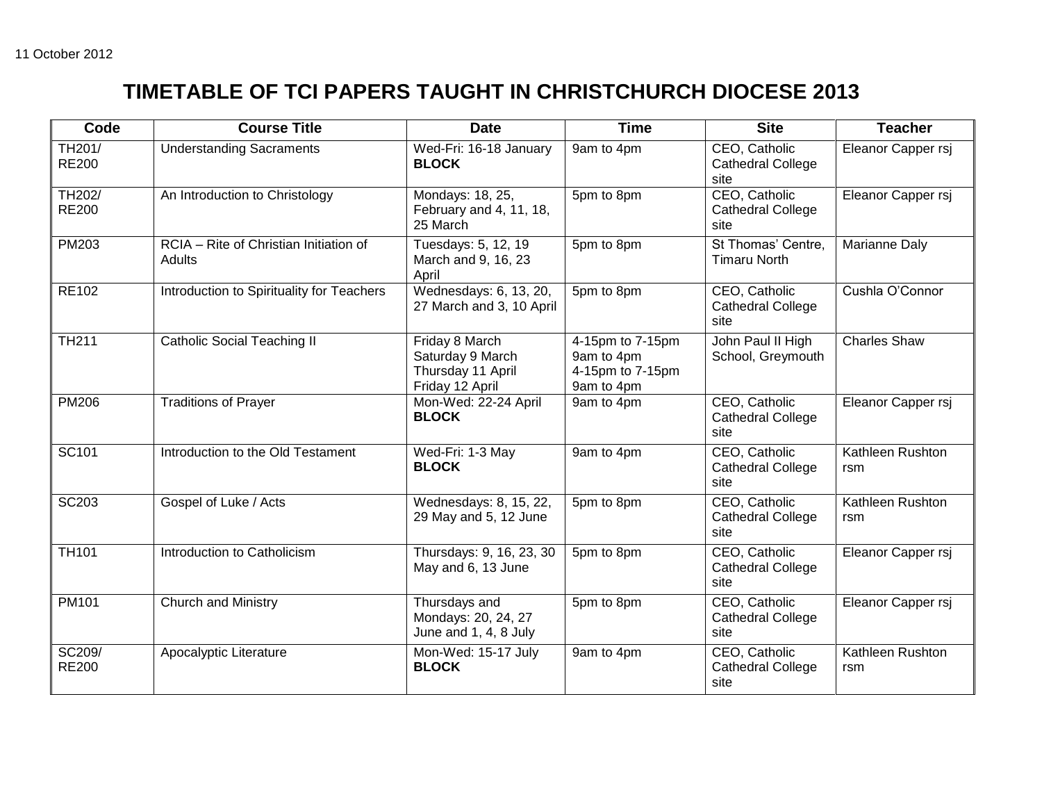11 October 2012

# TIMETABLE OF TCI PAPERS TAUGHT IN CHRISTCHURCH DIOCESE 2013

| Code | Course Title | Date | Time | Site | Teacher |
|---|---|---|---|---|---|
| TH201/ RE200 | Understanding Sacraments | Wed-Fri: 16-18 January **BLOCK** | 9am to 4pm | CEO, Catholic Cathedral College site | Eleanor Capper rsj |
| TH202/ RE200 | An Introduction to Christology | Mondays: 18, 25, February and 4, 11, 18, 25 March | 5pm to 8pm | CEO, Catholic Cathedral College site | Eleanor Capper rsj |
| PM203 | RCIA – Rite of Christian Initiation of Adults | Tuesdays: 5, 12, 19 March and 9, 16, 23 April | 5pm to 8pm | St Thomas' Centre, Timaru North | Marianne Daly |
| RE102 | Introduction to Spirituality for Teachers | Wednesdays: 6, 13, 20, 27 March and 3, 10 April | 5pm to 8pm | CEO, Catholic Cathedral College site | Cushla O'Connor |
| TH211 | Catholic Social Teaching II | Friday 8 March<br>Saturday 9 March<br>Thursday 11 April<br>Friday 12 April | 4-15pm to 7-15pm<br>9am to 4pm<br>4-15pm to 7-15pm<br>9am to 4pm | John Paul II High School, Greymouth | Charles Shaw |
| PM206 | Traditions of Prayer | Mon-Wed: 22-24 April **BLOCK** | 9am to 4pm | CEO, Catholic Cathedral College site | Eleanor Capper rsj |
| SC101 | Introduction to the Old Testament | Wed-Fri: 1-3 May **BLOCK** | 9am to 4pm | CEO, Catholic Cathedral College site | Kathleen Rushton rsm |
| SC203 | Gospel of Luke / Acts | Wednesdays: 8, 15, 22, 29 May and 5, 12 June | 5pm to 8pm | CEO, Catholic Cathedral College site | Kathleen Rushton rsm |
| TH101 | Introduction to Catholicism | Thursdays: 9, 16, 23, 30 May and 6, 13 June | 5pm to 8pm | CEO, Catholic Cathedral College site | Eleanor Capper rsj |
| PM101 | Church and Ministry | Thursdays and Mondays: 20, 24, 27 June and 1, 4, 8 July | 5pm to 8pm | CEO, Catholic Cathedral College site | Eleanor Capper rsj |
| SC209/ RE200 | Apocalyptic Literature | Mon-Wed: 15-17 July **BLOCK** | 9am to 4pm | CEO, Catholic Cathedral College site | Kathleen Rushton rsm |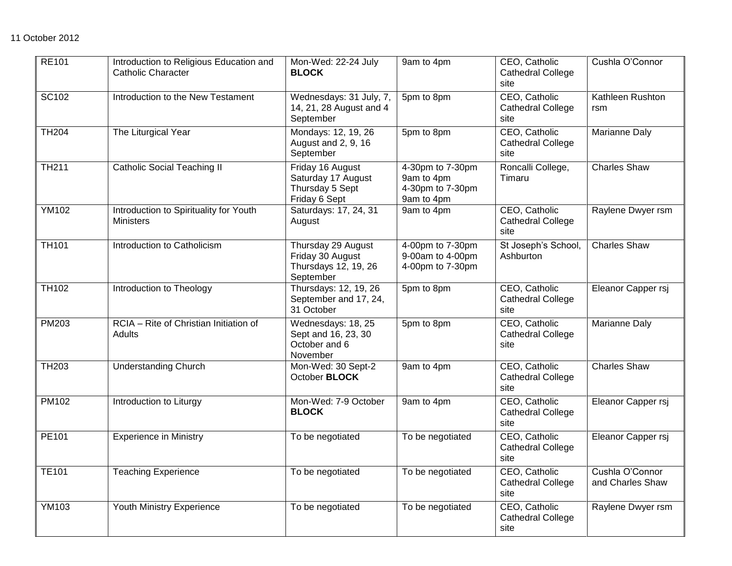11 October 2012

| | | | | | |
|---|---|---|---|---|---|
| RE101 | Introduction to Religious Education and Catholic Character | Mon-Wed: 22-24 July **BLOCK** | 9am to 4pm | CEO, Catholic Cathedral College site | Cushla O'Connor |
| SC102 | Introduction to the New Testament | Wednesdays: 31 July, 7, 14, 21, 28 August and 4 September | 5pm to 8pm | CEO, Catholic Cathedral College site | Kathleen Rushton rsm |
| TH204 | The Liturgical Year | Mondays: 12, 19, 26 August and 2, 9, 16 September | 5pm to 8pm | CEO, Catholic Cathedral College site | Marianne Daly |
| TH211 | Catholic Social Teaching II | Friday 16 August<br>Saturday 17 August<br>Thursday 5 Sept<br>Friday 6 Sept | 4-30pm to 7-30pm<br>9am to 4pm<br>4-30pm to 7-30pm<br>9am to 4pm | Roncalli College, Timaru | Charles Shaw |
| YM102 | Introduction to Spirituality for Youth Ministers | Saturdays: 17, 24, 31 August | 9am to 4pm | CEO, Catholic Cathedral College site | Raylene Dwyer rsm |
| TH101 | Introduction to Catholicism | Thursday 29 August<br>Friday 30 August<br>Thursdays 12, 19, 26 September | 4-00pm to 7-30pm<br>9-00am to 4-00pm<br>4-00pm to 7-30pm | St Joseph's School, Ashburton | Charles Shaw |
| TH102 | Introduction to Theology | Thursdays: 12, 19, 26 September and 17, 24, 31 October | 5pm to 8pm | CEO, Catholic Cathedral College site | Eleanor Capper rsj |
| PM203 | RCIA – Rite of Christian Initiation of Adults | Wednesdays: 18, 25 Sept and 16, 23, 30 October and 6 November | 5pm to 8pm | CEO, Catholic Cathedral College site | Marianne Daly |
| TH203 | Understanding Church | Mon-Wed: 30 Sept-2 October **BLOCK** | 9am to 4pm | CEO, Catholic Cathedral College site | Charles Shaw |
| PM102 | Introduction to Liturgy | Mon-Wed: 7-9 October **BLOCK** | 9am to 4pm | CEO, Catholic Cathedral College site | Eleanor Capper rsj |
| PE101 | Experience in Ministry | To be negotiated | To be negotiated | CEO, Catholic Cathedral College site | Eleanor Capper rsj |
| TE101 | Teaching Experience | To be negotiated | To be negotiated | CEO, Catholic Cathedral College site | Cushla O'Connor and Charles Shaw |
| YM103 | Youth Ministry Experience | To be negotiated | To be negotiated | CEO, Catholic Cathedral College site | Raylene Dwyer rsm |